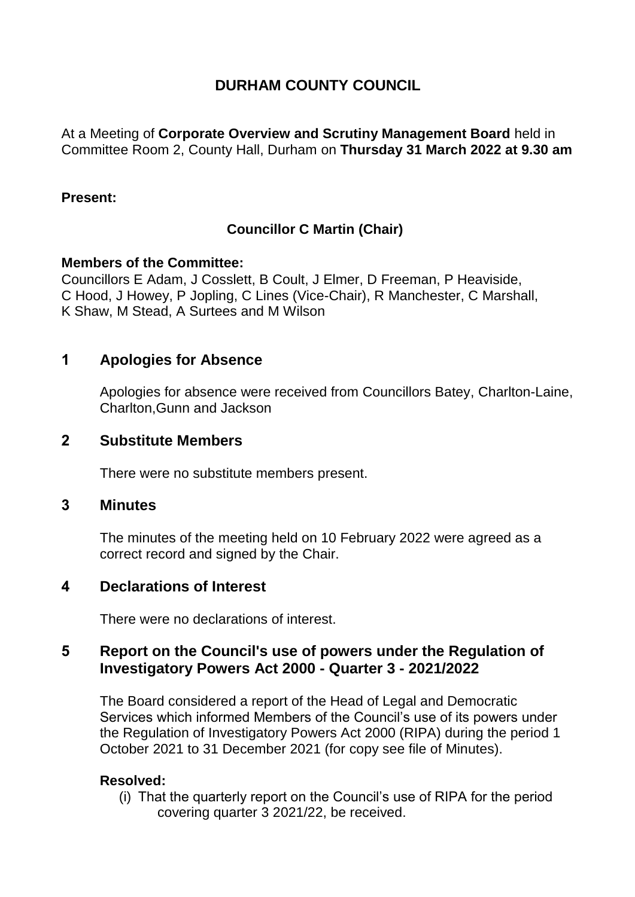# DURHAM COUNTY COUNCIL

At a Meeting of **Corporate Overview and Scrutiny Management Board** held in Committee Room 2, County Hall, Durham on **Thursday 31 March 2022 at 9.30 am**

**Present:**

**Councillor C Martin (Chair)**

**Members of the Committee:**
Councillors E Adam, J Cosslett, B Coult, J Elmer, D Freeman, P Heaviside, C Hood, J Howey, P Jopling, C Lines (Vice-Chair), R Manchester, C Marshall, K Shaw, M Stead, A Surtees and M Wilson

## 1 Apologies for Absence

Apologies for absence were received from Councillors Batey, Charlton-Laine, Charlton,Gunn and Jackson

## 2 Substitute Members

There were no substitute members present.

## 3 Minutes

The minutes of the meeting held on 10 February 2022 were agreed as a correct record and signed by the Chair.

## 4 Declarations of Interest

There were no declarations of interest.

## 5 Report on the Council's use of powers under the Regulation of Investigatory Powers Act 2000 - Quarter 3 - 2021/2022

The Board considered a report of the Head of Legal and Democratic Services which informed Members of the Council's use of its powers under the Regulation of Investigatory Powers Act 2000 (RIPA) during the period 1 October 2021 to 31 December 2021 (for copy see file of Minutes).

**Resolved:**

(i) That the quarterly report on the Council's use of RIPA for the period covering quarter 3 2021/22, be received.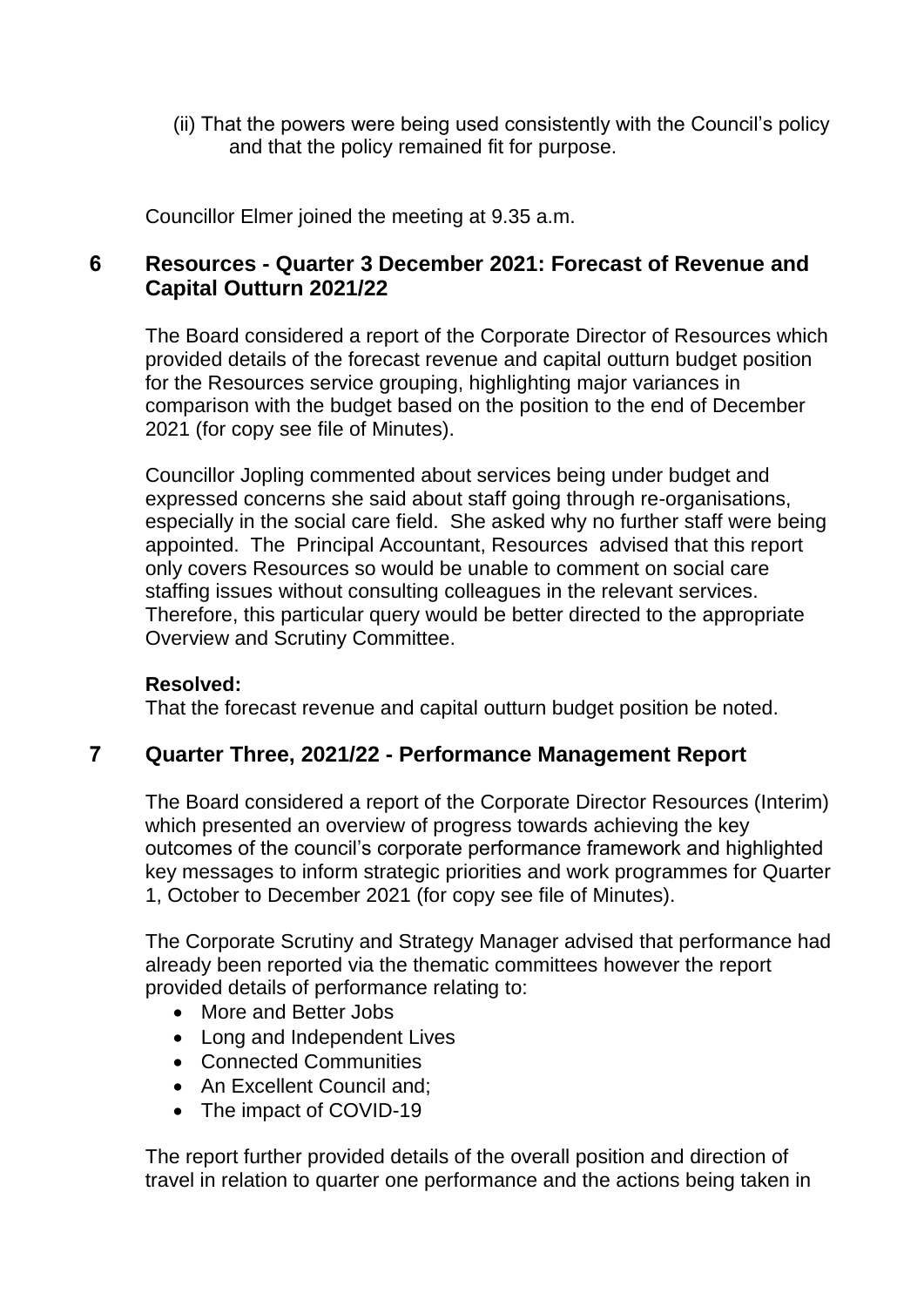(ii) That the powers were being used consistently with the Council's policy and that the policy remained fit for purpose.

Councillor Elmer joined the meeting at 9.35 a.m.

## 6 Resources - Quarter 3 December 2021: Forecast of Revenue and Capital Outturn 2021/22

The Board considered a report of the Corporate Director of Resources which provided details of the forecast revenue and capital outturn budget position for the Resources service grouping, highlighting major variances in comparison with the budget based on the position to the end of December 2021 (for copy see file of Minutes).

Councillor Jopling commented about services being under budget and expressed concerns she said about staff going through re-organisations, especially in the social care field. She asked why no further staff were being appointed. The Principal Accountant, Resources advised that this report only covers Resources so would be unable to comment on social care staffing issues without consulting colleagues in the relevant services. Therefore, this particular query would be better directed to the appropriate Overview and Scrutiny Committee.

**Resolved:**

That the forecast revenue and capital outturn budget position be noted.

## 7 Quarter Three, 2021/22 - Performance Management Report

The Board considered a report of the Corporate Director Resources (Interim) which presented an overview of progress towards achieving the key outcomes of the council's corporate performance framework and highlighted key messages to inform strategic priorities and work programmes for Quarter 1, October to December 2021 (for copy see file of Minutes).

The Corporate Scrutiny and Strategy Manager advised that performance had already been reported via the thematic committees however the report provided details of performance relating to:

- More and Better Jobs
- Long and Independent Lives
- Connected Communities
- An Excellent Council and;
- The impact of COVID-19

The report further provided details of the overall position and direction of travel in relation to quarter one performance and the actions being taken in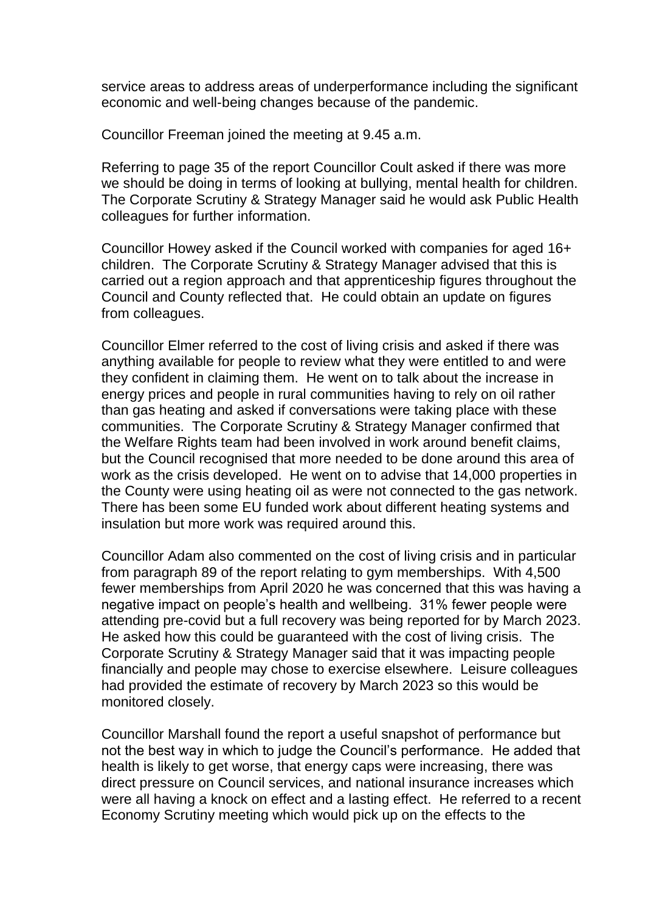service areas to address areas of underperformance including the significant economic and well-being changes because of the pandemic.

Councillor Freeman joined the meeting at 9.45 a.m.

Referring to page 35 of the report Councillor Coult asked if there was more we should be doing in terms of looking at bullying, mental health for children. The Corporate Scrutiny & Strategy Manager said he would ask Public Health colleagues for further information.

Councillor Howey asked if the Council worked with companies for aged 16+ children. The Corporate Scrutiny & Strategy Manager advised that this is carried out a region approach and that apprenticeship figures throughout the Council and County reflected that. He could obtain an update on figures from colleagues.

Councillor Elmer referred to the cost of living crisis and asked if there was anything available for people to review what they were entitled to and were they confident in claiming them. He went on to talk about the increase in energy prices and people in rural communities having to rely on oil rather than gas heating and asked if conversations were taking place with these communities. The Corporate Scrutiny & Strategy Manager confirmed that the Welfare Rights team had been involved in work around benefit claims, but the Council recognised that more needed to be done around this area of work as the crisis developed. He went on to advise that 14,000 properties in the County were using heating oil as were not connected to the gas network. There has been some EU funded work about different heating systems and insulation but more work was required around this.

Councillor Adam also commented on the cost of living crisis and in particular from paragraph 89 of the report relating to gym memberships. With 4,500 fewer memberships from April 2020 he was concerned that this was having a negative impact on people's health and wellbeing. 31% fewer people were attending pre-covid but a full recovery was being reported for by March 2023. He asked how this could be guaranteed with the cost of living crisis. The Corporate Scrutiny & Strategy Manager said that it was impacting people financially and people may chose to exercise elsewhere. Leisure colleagues had provided the estimate of recovery by March 2023 so this would be monitored closely.

Councillor Marshall found the report a useful snapshot of performance but not the best way in which to judge the Council's performance. He added that health is likely to get worse, that energy caps were increasing, there was direct pressure on Council services, and national insurance increases which were all having a knock on effect and a lasting effect. He referred to a recent Economy Scrutiny meeting which would pick up on the effects to the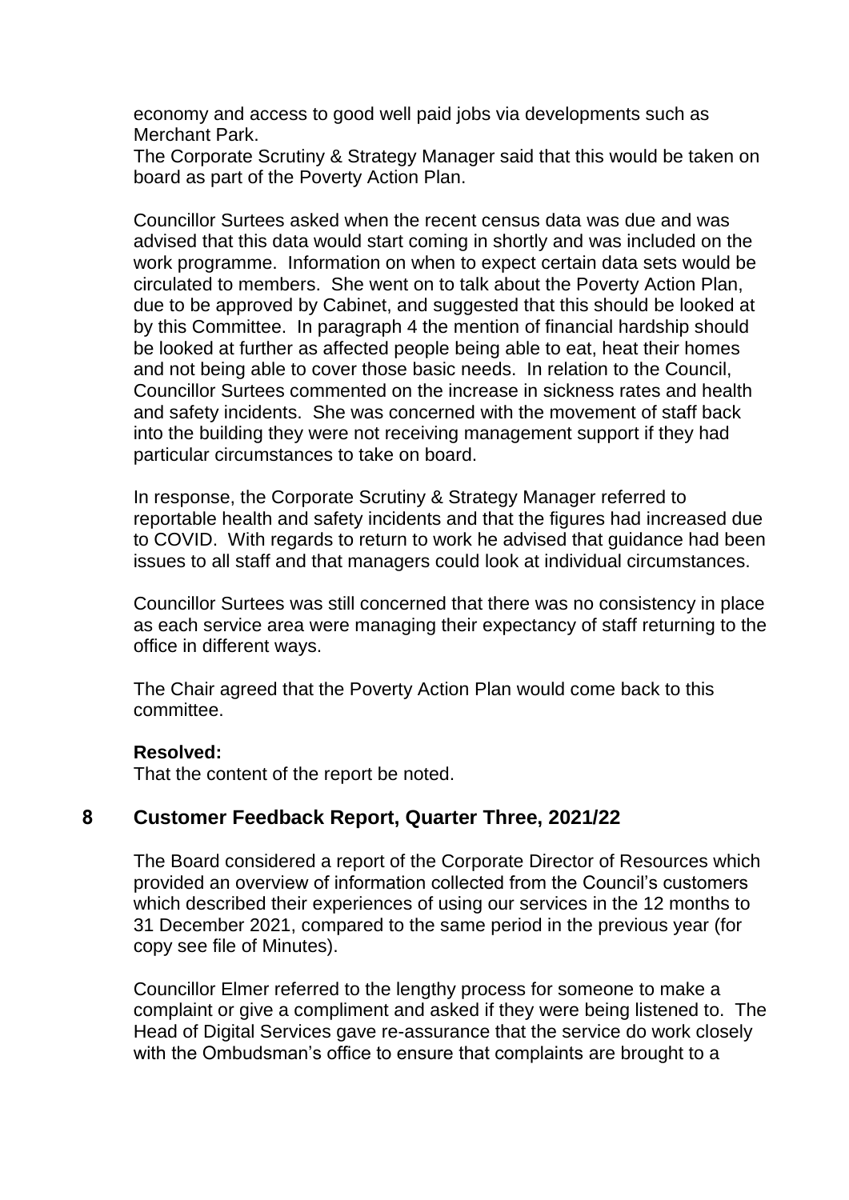economy and access to good well paid jobs via developments such as Merchant Park.
The Corporate Scrutiny & Strategy Manager said that this would be taken on board as part of the Poverty Action Plan.

Councillor Surtees asked when the recent census data was due and was advised that this data would start coming in shortly and was included on the work programme. Information on when to expect certain data sets would be circulated to members. She went on to talk about the Poverty Action Plan, due to be approved by Cabinet, and suggested that this should be looked at by this Committee. In paragraph 4 the mention of financial hardship should be looked at further as affected people being able to eat, heat their homes and not being able to cover those basic needs. In relation to the Council, Councillor Surtees commented on the increase in sickness rates and health and safety incidents. She was concerned with the movement of staff back into the building they were not receiving management support if they had particular circumstances to take on board.

In response, the Corporate Scrutiny & Strategy Manager referred to reportable health and safety incidents and that the figures had increased due to COVID. With regards to return to work he advised that guidance had been issues to all staff and that managers could look at individual circumstances.

Councillor Surtees was still concerned that there was no consistency in place as each service area were managing their expectancy of staff returning to the office in different ways.

The Chair agreed that the Poverty Action Plan would come back to this committee.

**Resolved:**
That the content of the report be noted.

## 8 Customer Feedback Report, Quarter Three, 2021/22

The Board considered a report of the Corporate Director of Resources which provided an overview of information collected from the Council's customers which described their experiences of using our services in the 12 months to 31 December 2021, compared to the same period in the previous year (for copy see file of Minutes).

Councillor Elmer referred to the lengthy process for someone to make a complaint or give a compliment and asked if they were being listened to. The Head of Digital Services gave re-assurance that the service do work closely with the Ombudsman's office to ensure that complaints are brought to a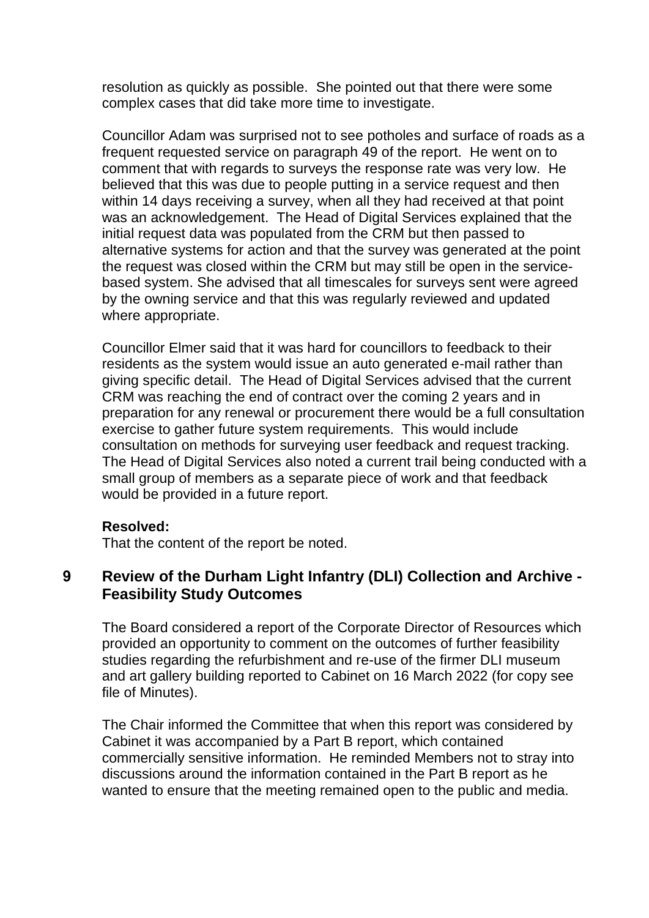resolution as quickly as possible. She pointed out that there were some complex cases that did take more time to investigate.

Councillor Adam was surprised not to see potholes and surface of roads as a frequent requested service on paragraph 49 of the report. He went on to comment that with regards to surveys the response rate was very low. He believed that this was due to people putting in a service request and then within 14 days receiving a survey, when all they had received at that point was an acknowledgement. The Head of Digital Services explained that the initial request data was populated from the CRM but then passed to alternative systems for action and that the survey was generated at the point the request was closed within the CRM but may still be open in the service-based system. She advised that all timescales for surveys sent were agreed by the owning service and that this was regularly reviewed and updated where appropriate.

Councillor Elmer said that it was hard for councillors to feedback to their residents as the system would issue an auto generated e-mail rather than giving specific detail. The Head of Digital Services advised that the current CRM was reaching the end of contract over the coming 2 years and in preparation for any renewal or procurement there would be a full consultation exercise to gather future system requirements. This would include consultation on methods for surveying user feedback and request tracking. The Head of Digital Services also noted a current trail being conducted with a small group of members as a separate piece of work and that feedback would be provided in a future report.

**Resolved:**

That the content of the report be noted.

## 9 Review of the Durham Light Infantry (DLI) Collection and Archive - Feasibility Study Outcomes

The Board considered a report of the Corporate Director of Resources which provided an opportunity to comment on the outcomes of further feasibility studies regarding the refurbishment and re-use of the firmer DLI museum and art gallery building reported to Cabinet on 16 March 2022 (for copy see file of Minutes).

The Chair informed the Committee that when this report was considered by Cabinet it was accompanied by a Part B report, which contained commercially sensitive information. He reminded Members not to stray into discussions around the information contained in the Part B report as he wanted to ensure that the meeting remained open to the public and media.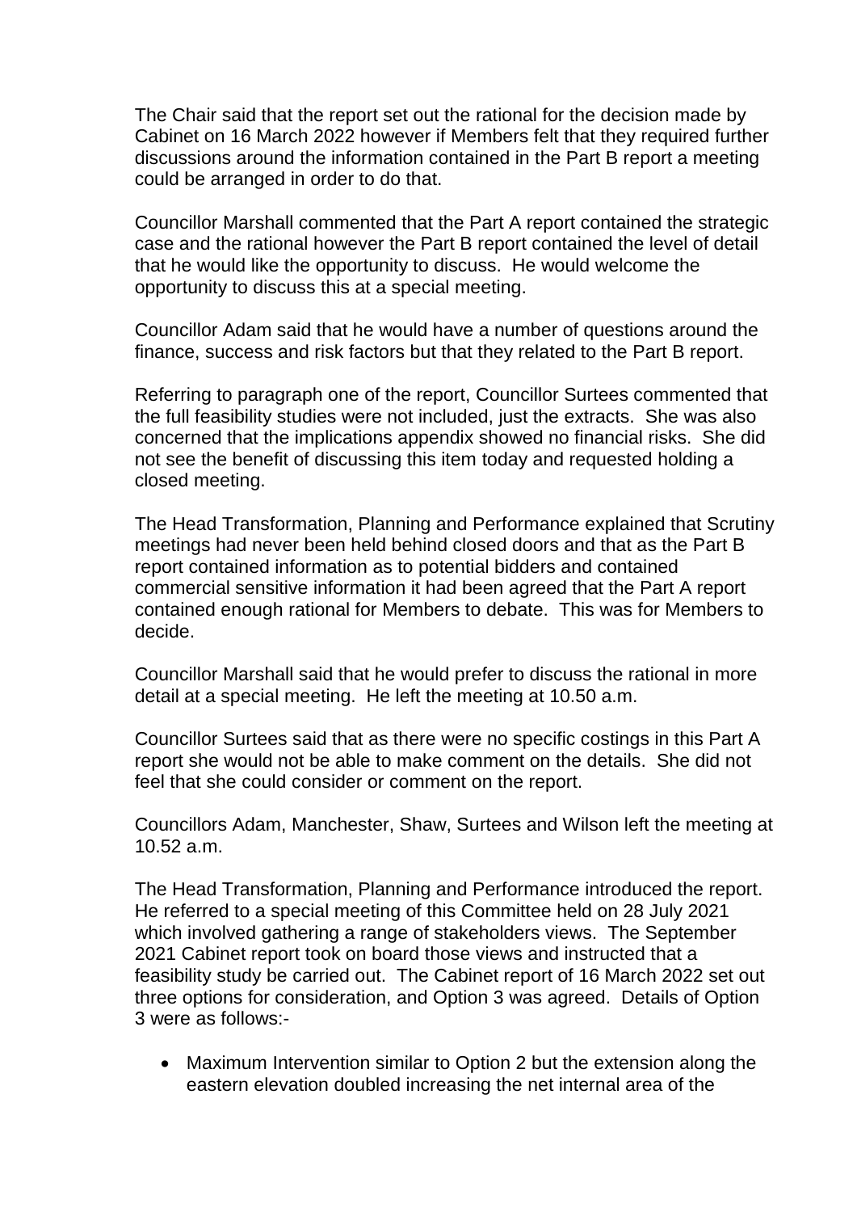The Chair said that the report set out the rational for the decision made by Cabinet on 16 March 2022 however if Members felt that they required further discussions around the information contained in the Part B report a meeting could be arranged in order to do that.

Councillor Marshall commented that the Part A report contained the strategic case and the rational however the Part B report contained the level of detail that he would like the opportunity to discuss. He would welcome the opportunity to discuss this at a special meeting.

Councillor Adam said that he would have a number of questions around the finance, success and risk factors but that they related to the Part B report.

Referring to paragraph one of the report, Councillor Surtees commented that the full feasibility studies were not included, just the extracts. She was also concerned that the implications appendix showed no financial risks. She did not see the benefit of discussing this item today and requested holding a closed meeting.

The Head Transformation, Planning and Performance explained that Scrutiny meetings had never been held behind closed doors and that as the Part B report contained information as to potential bidders and contained commercial sensitive information it had been agreed that the Part A report contained enough rational for Members to debate. This was for Members to decide.

Councillor Marshall said that he would prefer to discuss the rational in more detail at a special meeting. He left the meeting at 10.50 a.m.

Councillor Surtees said that as there were no specific costings in this Part A report she would not be able to make comment on the details. She did not feel that she could consider or comment on the report.

Councillors Adam, Manchester, Shaw, Surtees and Wilson left the meeting at 10.52 a.m.

The Head Transformation, Planning and Performance introduced the report. He referred to a special meeting of this Committee held on 28 July 2021 which involved gathering a range of stakeholders views. The September 2021 Cabinet report took on board those views and instructed that a feasibility study be carried out. The Cabinet report of 16 March 2022 set out three options for consideration, and Option 3 was agreed. Details of Option 3 were as follows:-

- Maximum Intervention similar to Option 2 but the extension along the eastern elevation doubled increasing the net internal area of the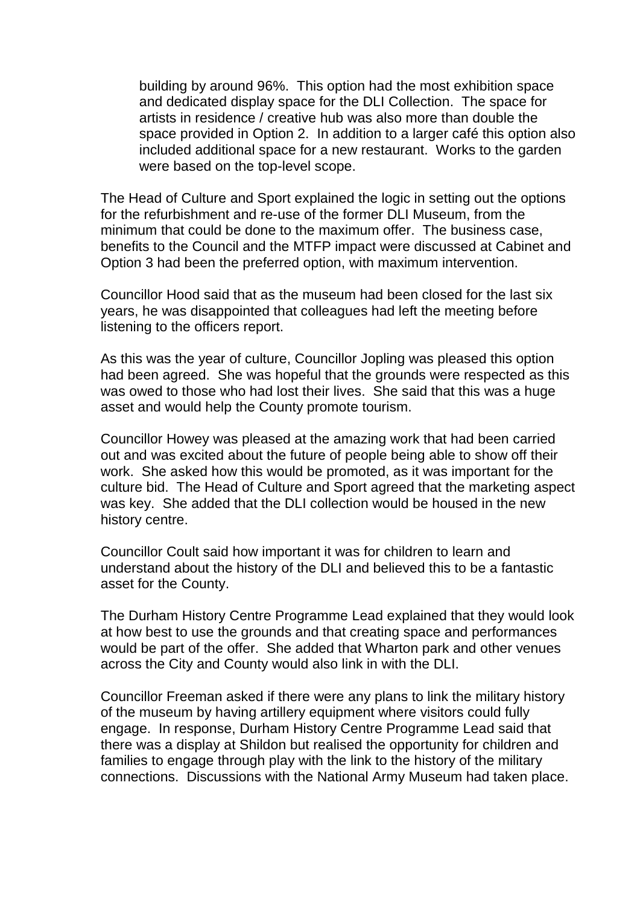building by around 96%. This option had the most exhibition space and dedicated display space for the DLI Collection. The space for artists in residence / creative hub was also more than double the space provided in Option 2. In addition to a larger café this option also included additional space for a new restaurant. Works to the garden were based on the top-level scope.

The Head of Culture and Sport explained the logic in setting out the options for the refurbishment and re-use of the former DLI Museum, from the minimum that could be done to the maximum offer. The business case, benefits to the Council and the MTFP impact were discussed at Cabinet and Option 3 had been the preferred option, with maximum intervention.

Councillor Hood said that as the museum had been closed for the last six years, he was disappointed that colleagues had left the meeting before listening to the officers report.

As this was the year of culture, Councillor Jopling was pleased this option had been agreed. She was hopeful that the grounds were respected as this was owed to those who had lost their lives. She said that this was a huge asset and would help the County promote tourism.

Councillor Howey was pleased at the amazing work that had been carried out and was excited about the future of people being able to show off their work. She asked how this would be promoted, as it was important for the culture bid. The Head of Culture and Sport agreed that the marketing aspect was key. She added that the DLI collection would be housed in the new history centre.

Councillor Coult said how important it was for children to learn and understand about the history of the DLI and believed this to be a fantastic asset for the County.

The Durham History Centre Programme Lead explained that they would look at how best to use the grounds and that creating space and performances would be part of the offer. She added that Wharton park and other venues across the City and County would also link in with the DLI.

Councillor Freeman asked if there were any plans to link the military history of the museum by having artillery equipment where visitors could fully engage. In response, Durham History Centre Programme Lead said that there was a display at Shildon but realised the opportunity for children and families to engage through play with the link to the history of the military connections. Discussions with the National Army Museum had taken place.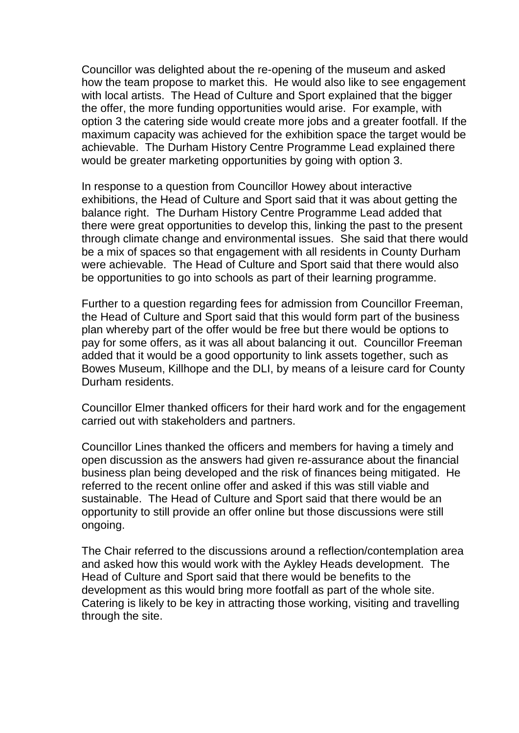Councillor was delighted about the re-opening of the museum and asked how the team propose to market this. He would also like to see engagement with local artists. The Head of Culture and Sport explained that the bigger the offer, the more funding opportunities would arise. For example, with option 3 the catering side would create more jobs and a greater footfall. If the maximum capacity was achieved for the exhibition space the target would be achievable. The Durham History Centre Programme Lead explained there would be greater marketing opportunities by going with option 3.

In response to a question from Councillor Howey about interactive exhibitions, the Head of Culture and Sport said that it was about getting the balance right. The Durham History Centre Programme Lead added that there were great opportunities to develop this, linking the past to the present through climate change and environmental issues. She said that there would be a mix of spaces so that engagement with all residents in County Durham were achievable. The Head of Culture and Sport said that there would also be opportunities to go into schools as part of their learning programme.

Further to a question regarding fees for admission from Councillor Freeman, the Head of Culture and Sport said that this would form part of the business plan whereby part of the offer would be free but there would be options to pay for some offers, as it was all about balancing it out. Councillor Freeman added that it would be a good opportunity to link assets together, such as Bowes Museum, Killhope and the DLI, by means of a leisure card for County Durham residents.

Councillor Elmer thanked officers for their hard work and for the engagement carried out with stakeholders and partners.

Councillor Lines thanked the officers and members for having a timely and open discussion as the answers had given re-assurance about the financial business plan being developed and the risk of finances being mitigated. He referred to the recent online offer and asked if this was still viable and sustainable. The Head of Culture and Sport said that there would be an opportunity to still provide an offer online but those discussions were still ongoing.

The Chair referred to the discussions around a reflection/contemplation area and asked how this would work with the Aykley Heads development. The Head of Culture and Sport said that there would be benefits to the development as this would bring more footfall as part of the whole site. Catering is likely to be key in attracting those working, visiting and travelling through the site.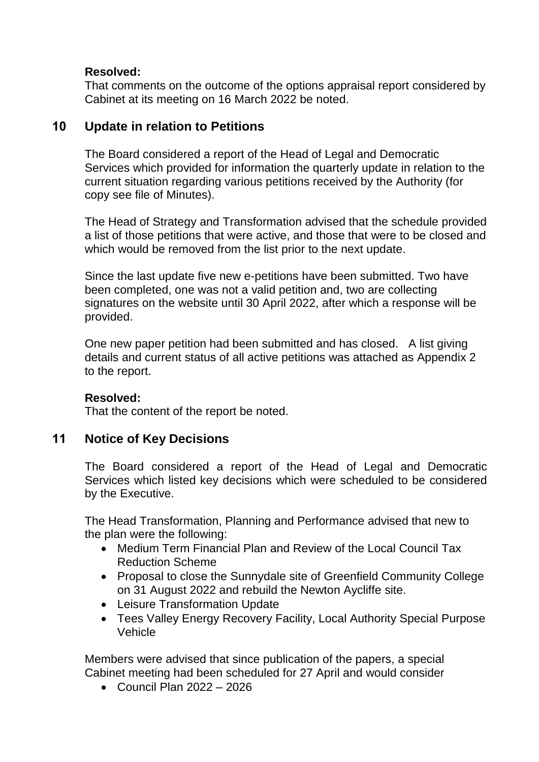**Resolved:**
That comments on the outcome of the options appraisal report considered by Cabinet at its meeting on 16 March 2022 be noted.

## 10 Update in relation to Petitions

The Board considered a report of the Head of Legal and Democratic Services which provided for information the quarterly update in relation to the current situation regarding various petitions received by the Authority (for copy see file of Minutes).

The Head of Strategy and Transformation advised that the schedule provided a list of those petitions that were active, and those that were to be closed and which would be removed from the list prior to the next update.

Since the last update five new e-petitions have been submitted. Two have been completed, one was not a valid petition and, two are collecting signatures on the website until 30 April 2022, after which a response will be provided.

One new paper petition had been submitted and has closed. A list giving details and current status of all active petitions was attached as Appendix 2 to the report.

**Resolved:**
That the content of the report be noted.

## 11 Notice of Key Decisions

The Board considered a report of the Head of Legal and Democratic Services which listed key decisions which were scheduled to be considered by the Executive.

The Head Transformation, Planning and Performance advised that new to the plan were the following:

- Medium Term Financial Plan and Review of the Local Council Tax Reduction Scheme
- Proposal to close the Sunnydale site of Greenfield Community College on 31 August 2022 and rebuild the Newton Aycliffe site.
- Leisure Transformation Update
- Tees Valley Energy Recovery Facility, Local Authority Special Purpose Vehicle

Members were advised that since publication of the papers, a special Cabinet meeting had been scheduled for 27 April and would consider

- Council Plan 2022 – 2026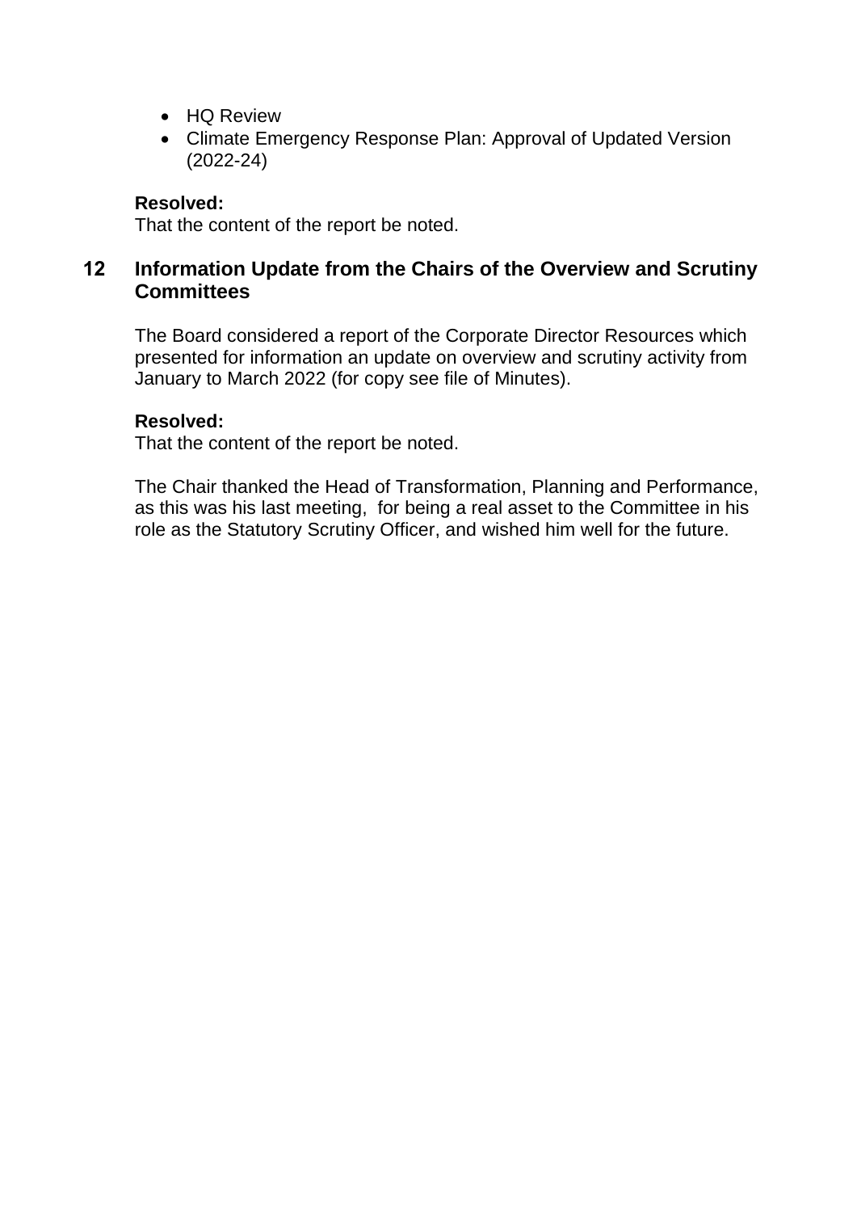- HQ Review
- Climate Emergency Response Plan: Approval of Updated Version (2022-24)

**Resolved:**
That the content of the report be noted.

## 12 Information Update from the Chairs of the Overview and Scrutiny Committees

The Board considered a report of the Corporate Director Resources which presented for information an update on overview and scrutiny activity from January to March 2022 (for copy see file of Minutes).

**Resolved:**
That the content of the report be noted.

The Chair thanked the Head of Transformation, Planning and Performance, as this was his last meeting, for being a real asset to the Committee in his role as the Statutory Scrutiny Officer, and wished him well for the future.